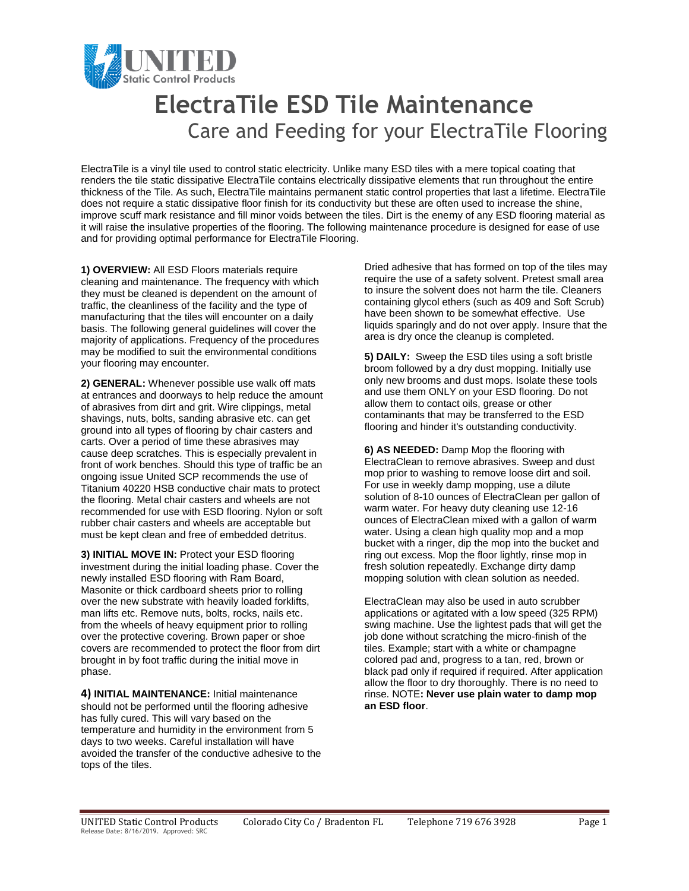# ElectraTile ESD Tile Maintenance

## Care and Feeding for your ElectraTile Flooring

ElectraTile is a vinyl tile used to control static electricity. Unlike many ESD tiles with a mere topical coating that renders the tile static dissipative ElectraTile contains electrically dissipative elements that run throughout the entire thickness of the Tile. As such, ElectraTile maintains permanent static control properties that last a lifetime. ElectraTile does not require a static dissipative floor finish for its conductivity but these are often used to increase the shine, improve scuff mark resistance and fill minor voids between the tiles. Dirt is the enemy of any ESD flooring material as it will raise the insulative properties of the flooring. The following maintenance procedure is designed for ease of use and for providing optimal performance for ElectraTile Flooring.

**1) OVERVIEW:** All ESD Floors materials require cleaning and maintenance. The frequency with which they must be cleaned is dependent on the amount of traffic, the cleanliness of the facility and the type of manufacturing that the tiles will encounter on a daily basis. The following general guidelines will cover the majority of applications. Frequency of the procedures may be modified to suit the environmental conditions your flooring may encounter.

**2) GENERAL:** Whenever possible use walk off mats at entrances and doorways to help reduce the amount of abrasives from dirt and grit. Wire clippings, metal shavings, nuts, bolts, sanding abrasive etc. can get ground into all types of flooring by chair casters and carts. Over a period of time these abrasives may cause deep scratches. This is especially prevalent in front of work benches. Should this type of traffic be an ongoing issue United SCP recommends the use of Titanium 40220 HSB conductive chair mats to protect the flooring. Metal chair casters and wheels are not recommended for use with ESD flooring. Nylon or soft rubber chair casters and wheels are acceptable but must be kept clean and free of embedded detritus.

**3) INITIAL MOVE IN:** Protect your ESD flooring investment during the initial loading phase. Cover the newly installed ESD flooring with Ram Board, Masonite or thick cardboard sheets prior to rolling over the new substrate with heavily loaded forklifts, man lifts etc. Remove nuts, bolts, rocks, nails etc. from the wheels of heavy equipment prior to rolling over the protective covering. Brown paper or shoe covers are recommended to protect the floor from dirt brought in by foot traffic during the initial move in phase.

**4) INITIAL MAINTENANCE:** Initial maintenance should not be performed until the flooring adhesive has fully cured. This will vary based on the temperature and humidity in the environment from 5 days to two weeks. Careful installation will have avoided the transfer of the conductive adhesive to the tops of the tiles.

Dried adhesive that has formed on top of the tiles may require the use of a safety solvent. Pretest small area to insure the solvent does not harm the tile. Cleaners containing glycol ethers (such as 409 and Soft Scrub) have been shown to be somewhat effective. Use liquids sparingly and do not over apply. Insure that the area is dry once the cleanup is completed.

**5) DAILY:** Sweep the ESD tiles using a soft bristle broom followed by a dry dust mopping. Initially use only new brooms and dust mops. Isolate these tools and use them ONLY on your ESD flooring. Do not allow them to contact oils, grease or other contaminants that may be transferred to the ESD flooring and hinder it's outstanding conductivity.

**6) AS NEEDED:** Damp Mop the flooring with ElectraClean to remove abrasives. Sweep and dust mop prior to washing to remove loose dirt and soil. For use in weekly damp mopping, use a dilute solution of 8-10 ounces of ElectraClean per gallon of warm water. For heavy duty cleaning use 12-16 ounces of ElectraClean mixed with a gallon of warm water. Using a clean high quality mop and a mop bucket with a ringer, dip the mop into the bucket and ring out excess. Mop the floor lightly, rinse mop in fresh solution repeatedly. Exchange dirty damp mopping solution with clean solution as needed.

ElectraClean may also be used in auto scrubber applications or agitated with a low speed (325 RPM) swing machine. Use the lightest pads that will get the job done without scratching the micro-finish of the tiles. Example; start with a white or champagne colored pad and, progress to a tan, red, brown or black pad only if required if required. After application allow the floor to dry thoroughly. There is no need to rinse. NOTE**: Never use plain water to damp mop an ESD floor**.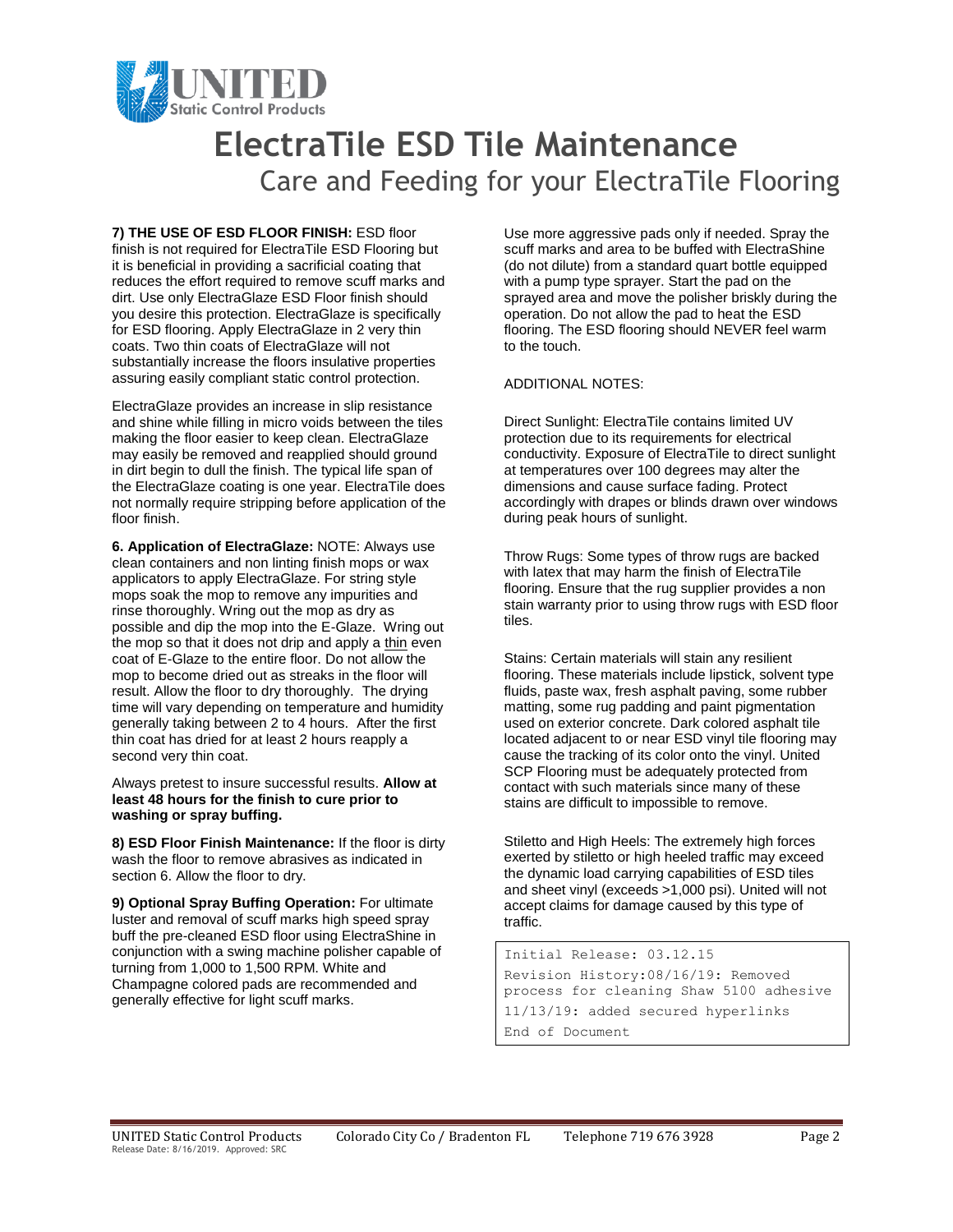# ElectraTile ESD Tile Maintenance

## Care and Feeding for your ElectraTile Flooring

**7) THE USE OF ESD FLOOR FINISH:** ESD floor finish is not required for ElectraTile ESD Flooring but it is beneficial in providing a sacrificial coating that reduces the effort required to remove scuff marks and dirt. Use only ElectraGlaze ESD Floor finish should you desire this protection. ElectraGlaze is specifically for ESD flooring. Apply ElectraGlaze in 2 very thin coats. Two thin coats of ElectraGlaze will not substantially increase the floors insulative properties assuring easily compliant static control protection.

ElectraGlaze provides an increase in slip resistance and shine while filling in micro voids between the tiles making the floor easier to keep clean. ElectraGlaze may easily be removed and reapplied should ground in dirt begin to dull the finish. The typical life span of the ElectraGlaze coating is one year. ElectraTile does not normally require stripping before application of the floor finish.

**6. Application of ElectraGlaze:** NOTE: Always use clean containers and non linting finish mops or wax applicators to apply ElectraGlaze. For string style mops soak the mop to remove any impurities and rinse thoroughly. Wring out the mop as dry as possible and dip the mop into the E-Glaze. Wring out the mop so that it does not drip and apply a thin even coat of E-Glaze to the entire floor. Do not allow the mop to become dried out as streaks in the floor will result. Allow the floor to dry thoroughly. The drying time will vary depending on temperature and humidity generally taking between 2 to 4 hours. After the first thin coat has dried for at least 2 hours reapply a second very thin coat.

Always pretest to insure successful results. **Allow at least 48 hours for the finish to cure prior to washing or spray buffing.**

**8) ESD Floor Finish Maintenance:** If the floor is dirty wash the floor to remove abrasives as indicated in section 6. Allow the floor to dry.

**9) Optional Spray Buffing Operation:** For ultimate luster and removal of scuff marks high speed spray buff the pre-cleaned ESD floor using ElectraShine in conjunction with a swing machine polisher capable of turning from 1,000 to 1,500 RPM. White and Champagne colored pads are recommended and generally effective for light scuff marks.

Use more aggressive pads only if needed. Spray the scuff marks and area to be buffed with ElectraShine (do not dilute) from a standard quart bottle equipped with a pump type sprayer. Start the pad on the sprayed area and move the polisher briskly during the operation. Do not allow the pad to heat the ESD flooring. The ESD flooring should NEVER feel warm to the touch.

ADDITIONAL NOTES:

Direct Sunlight: ElectraTile contains limited UV protection due to its requirements for electrical conductivity. Exposure of ElectraTile to direct sunlight at temperatures over 100 degrees may alter the dimensions and cause surface fading. Protect accordingly with drapes or blinds drawn over windows during peak hours of sunlight.

Throw Rugs: Some types of throw rugs are backed with latex that may harm the finish of ElectraTile flooring. Ensure that the rug supplier provides a non stain warranty prior to using throw rugs with ESD floor tiles.

Stains: Certain materials will stain any resilient flooring. These materials include lipstick, solvent type fluids, paste wax, fresh asphalt paving, some rubber matting, some rug padding and paint pigmentation used on exterior concrete. Dark colored asphalt tile located adjacent to or near ESD vinyl tile flooring may cause the tracking of its color onto the vinyl. United SCP Flooring must be adequately protected from contact with such materials since many of these stains are difficult to impossible to remove.

Stiletto and High Heels: The extremely high forces exerted by stiletto or high heeled traffic may exceed the dynamic load carrying capabilities of ESD tiles and sheet vinyl (exceeds >1,000 psi). United will not accept claims for damage caused by this type of traffic.

```
Initial Release: 03.12.15
Revision History:08/16/19: Removed process for cleaning Shaw 5100 adhesive
11/13/19: added secured hyperlinks
End of Document
```